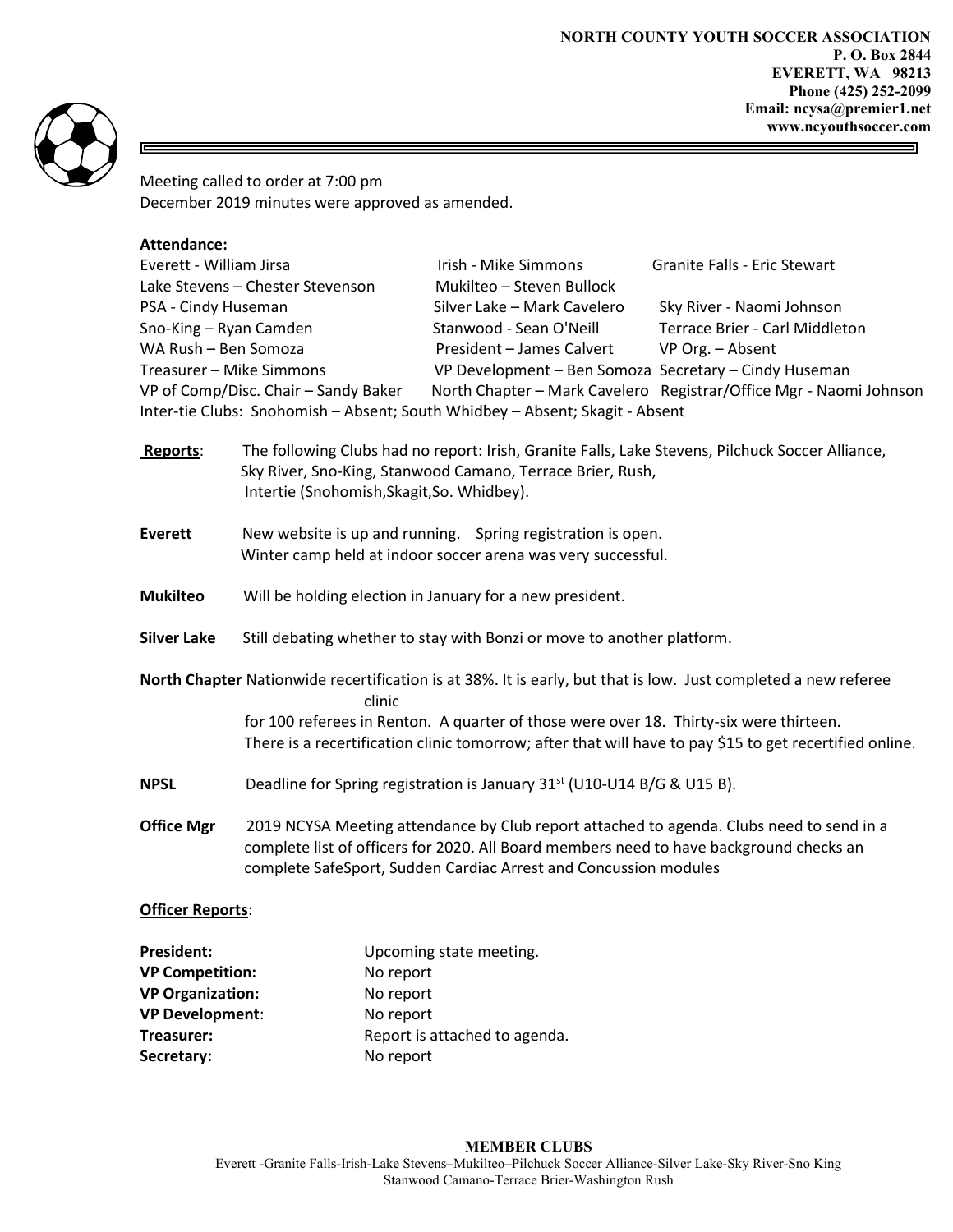**NORTH COUNTY YOUTH SOCCER ASSOCIATION**
**P. O. Box 2844**
**EVERETT, WA 98213**
**Phone (425) 252-2099**
**Email: ncysa@premier1.net**
**www.ncyouthsoccer.com**

Meeting called to order at 7:00 pm
December 2019 minutes were approved as amended.

**Attendance:**

| | | |
|---|---|---|
| Everett - William Jirsa | Irish - Mike Simmons | Granite Falls - Eric Stewart |
| Lake Stevens – Chester Stevenson | Mukilteo – Steven Bullock | |
| PSA - Cindy Huseman | Silver Lake – Mark Cavelero | Sky River - Naomi Johnson |
| Sno-King – Ryan Camden | Stanwood - Sean O'Neill | Terrace Brier - Carl Middleton |
| WA Rush – Ben Somoza | President – James Calvert | VP Org. – Absent |
| Treasurer – Mike Simmons | VP Development – Ben Somoza | Secretary – Cindy Huseman |
| VP of Comp/Disc. Chair – Sandy Baker | North Chapter – Mark Cavelero | Registrar/Office Mgr - Naomi Johnson |

Inter-tie Clubs: Snohomish – Absent; South Whidbey – Absent; Skagit - Absent

**Reports**: The following Clubs had no report: Irish, Granite Falls, Lake Stevens, Pilchuck Soccer Alliance, Sky River, Sno-King, Stanwood Camano, Terrace Brier, Rush, Intertie (Snohomish,Skagit,So. Whidbey).

**Everett** New website is up and running. Spring registration is open. Winter camp held at indoor soccer arena was very successful.

**Mukilteo** Will be holding election in January for a new president.

**Silver Lake** Still debating whether to stay with Bonzi or move to another platform.

**North Chapter** Nationwide recertification is at 38%. It is early, but that is low. Just completed a new referee clinic for 100 referees in Renton. A quarter of those were over 18. Thirty-six were thirteen. There is a recertification clinic tomorrow; after that will have to pay $15 to get recertified online.

**NPSL** Deadline for Spring registration is January 31st (U10-U14 B/G & U15 B).

**Office Mgr** 2019 NCYSA Meeting attendance by Club report attached to agenda. Clubs need to send in a complete list of officers for 2020. All Board members need to have background checks an complete SafeSport, Sudden Cardiac Arrest and Concussion modules

**Officer Reports**:

**President:** Upcoming state meeting.
**VP Competition:** No report
**VP Organization:** No report
**VP Development**: No report
**Treasurer:** Report is attached to agenda.
**Secretary:** No report

**MEMBER CLUBS**
Everett -Granite Falls-Irish-Lake Stevens–Mukilteo–Pilchuck Soccer Alliance-Silver Lake-Sky River-Sno King
Stanwood Camano-Terrace Brier-Washington Rush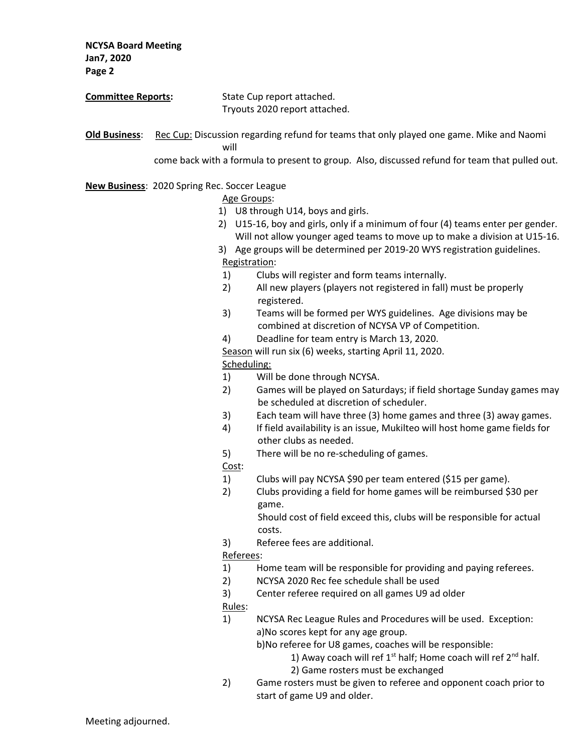**NCYSA Board Meeting**
**Jan7, 2020**
**Page 2**

**Committee Reports:** State Cup report attached.
Tryouts 2020 report attached.

**Old Business**: Rec Cup: Discussion regarding refund for teams that only played one game. Mike and Naomi will come back with a formula to present to group. Also, discussed refund for team that pulled out.

**New Business**: 2020 Spring Rec. Soccer League

Age Groups:

1) U8 through U14, boys and girls.
2) U15-16, boy and girls, only if a minimum of four (4) teams enter per gender. Will not allow younger aged teams to move up to make a division at U15-16.
3) Age groups will be determined per 2019-20 WYS registration guidelines.

Registration:

1) Clubs will register and form teams internally.
2) All new players (players not registered in fall) must be properly registered.
3) Teams will be formed per WYS guidelines. Age divisions may be combined at discretion of NCYSA VP of Competition.
4) Deadline for team entry is March 13, 2020.

Season will run six (6) weeks, starting April 11, 2020.

Scheduling:

1) Will be done through NCYSA.
2) Games will be played on Saturdays; if field shortage Sunday games may be scheduled at discretion of scheduler.
3) Each team will have three (3) home games and three (3) away games.
4) If field availability is an issue, Mukilteo will host home game fields for other clubs as needed.
5) There will be no re-scheduling of games.

Cost:

1) Clubs will pay NCYSA $90 per team entered ($15 per game).
2) Clubs providing a field for home games will be reimbursed $30 per game.
   Should cost of field exceed this, clubs will be responsible for actual costs.
3) Referee fees are additional.

Referees:

1) Home team will be responsible for providing and paying referees.
2) NCYSA 2020 Rec fee schedule shall be used
3) Center referee required on all games U9 ad older

Rules:

1) NCYSA Rec League Rules and Procedures will be used. Exception:
   a)No scores kept for any age group.
   b)No referee for U8 games, coaches will be responsible:
      1) Away coach will ref 1st half; Home coach will ref 2nd half.
      2) Game rosters must be exchanged
2) Game rosters must be given to referee and opponent coach prior to start of game U9 and older.

Meeting adjourned.